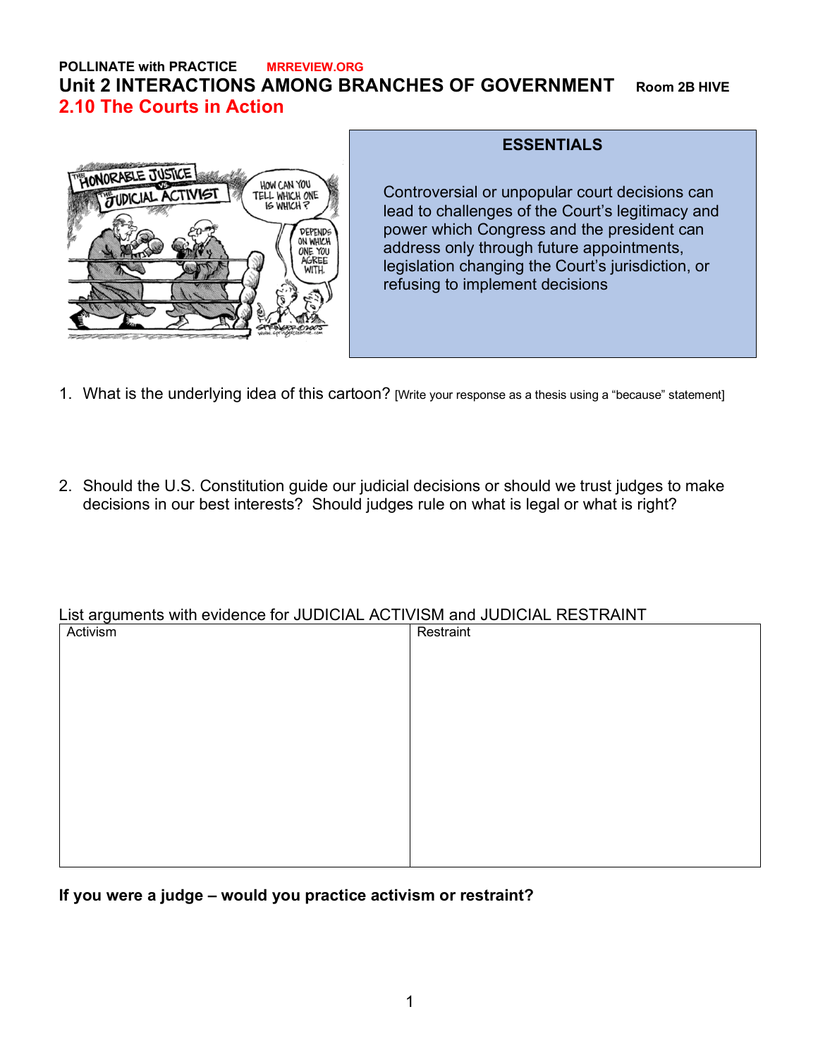**POLLINATE with PRACTICE** **MRREVIEW.ORG**

# Unit 2 INTERACTIONS AMONG BRANCHES OF GOVERNMENT **Room 2B HIVE**

## 2.10 The Courts in Action

**ESSENTIALS**

Controversial or unpopular court decisions can lead to challenges of the Court's legitimacy and power which Congress and the president can address only through future appointments, legislation changing the Court's jurisdiction, or refusing to implement decisions

1. What is the underlying idea of this cartoon? [Write your response as a thesis using a "because" statement]

2. Should the U.S. Constitution guide our judicial decisions or should we trust judges to make decisions in our best interests? Should judges rule on what is legal or what is right?

List arguments with evidence for JUDICIAL ACTIVISM and JUDICIAL RESTRAINT

| Activism | Restraint |
| --- | --- |
| | |

**If you were a judge – would you practice activism or restraint?**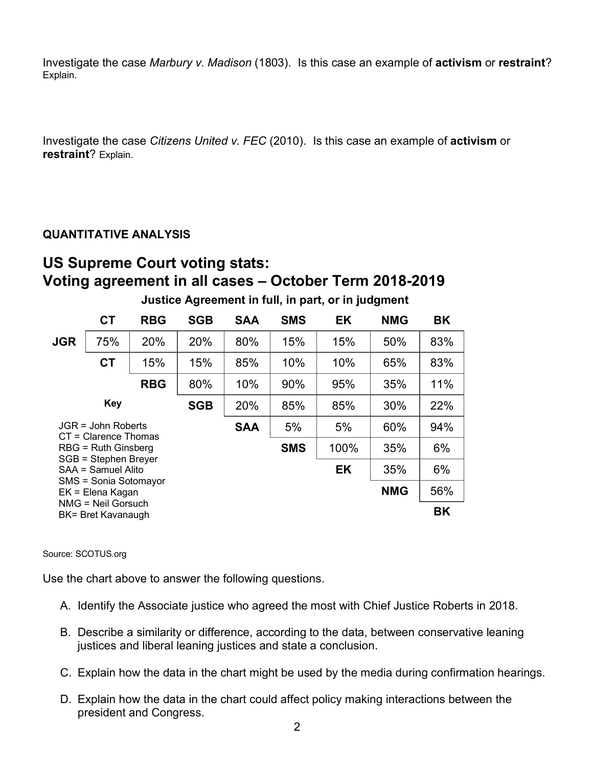Investigate the case *Marbury v. Madison* (1803). Is this case an example of **activism** or **restraint**? Explain.

Investigate the case *Citizens United v. FEC* (2010). Is this case an example of **activism** or **restraint**? Explain.

**QUANTITATIVE ANALYSIS**

## US Supreme Court voting stats:
## Voting agreement in all cases – October Term 2018-2019

**Justice Agreement in full, in part, or in judgment**

| | CT | RBG | SGB | SAA | SMS | EK | NMG | BK |
|---|---|---|---|---|---|---|---|---|
| **JGR** | 75% | 20% | 20% | 80% | 15% | 15% | 50% | 83% |
| | **CT** | 15% | 15% | 85% | 10% | 10% | 65% | 83% |
| | | **RBG** | 80% | 10% | 90% | 95% | 35% | 11% |
| | | | **SGB** | 20% | 85% | 85% | 30% | 22% |
| | | | | **SAA** | 5% | 5% | 60% | 94% |
| | | | | | **SMS** | 100% | 35% | 6% |
| | | | | | | **EK** | 35% | 6% |
| | | | | | | | **NMG** | 56% |
| | | | | | | | | **BK** |

**Key**

JGR = John Roberts
CT = Clarence Thomas
RBG = Ruth Ginsberg
SGB = Stephen Breyer
SAA = Samuel Alito
SMS = Sonia Sotomayor
EK = Elena Kagan
NMG = Neil Gorsuch
BK= Bret Kavanaugh

Source: SCOTUS.org

Use the chart above to answer the following questions.

A. Identify the Associate justice who agreed the most with Chief Justice Roberts in 2018.

B. Describe a similarity or difference, according to the data, between conservative leaning justices and liberal leaning justices and state a conclusion.

C. Explain how the data in the chart might be used by the media during confirmation hearings.

D. Explain how the data in the chart could affect policy making interactions between the president and Congress.